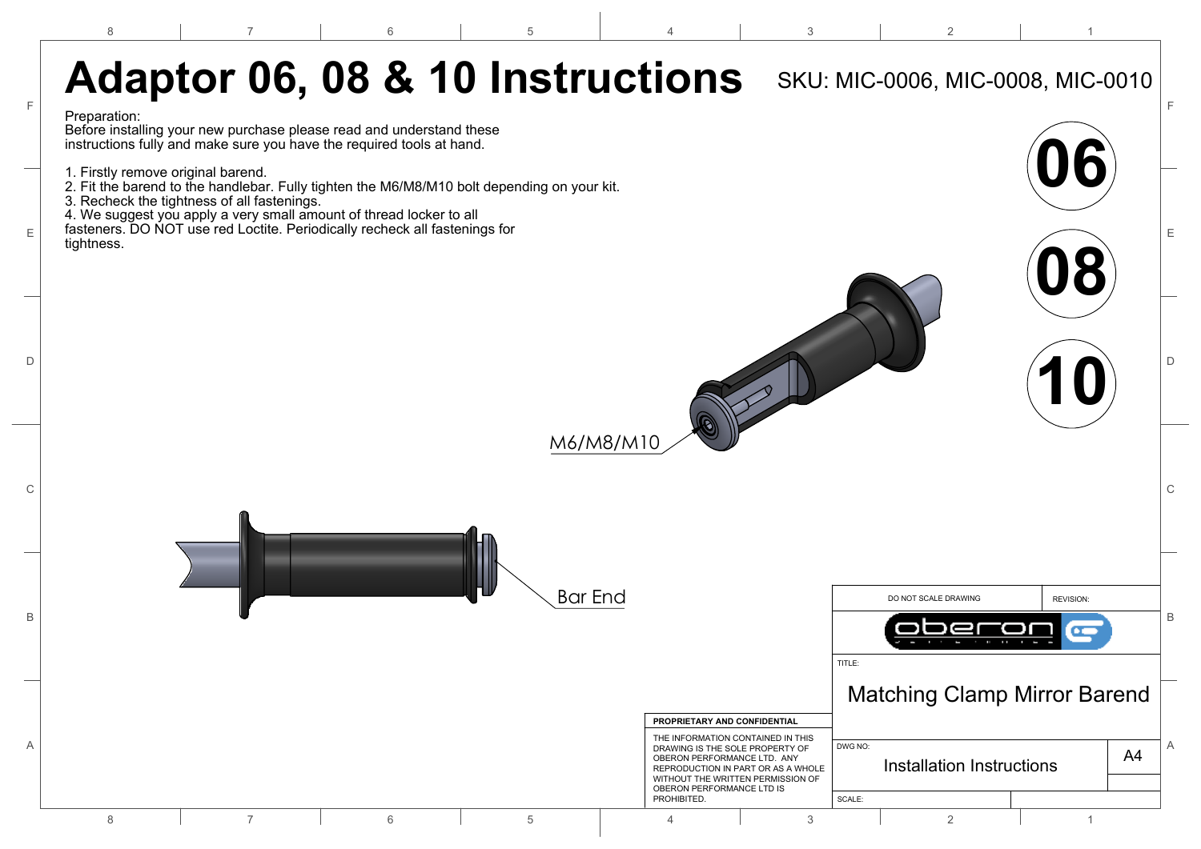# Adaptor 06, 08 & 10 Instructions

SKU: MIC-0006, MIC-0008, MIC-0010

Preparation:
Before installing your new purchase please read and understand these instructions fully and make sure you have the required tools at hand.

1. Firstly remove original barend.
2. Fit the barend to the handlebar. Fully tighten the M6/M8/M10 bolt depending on your kit.
3. Recheck the tightness of all fastenings.
4. We suggest you apply a very small amount of thread locker to all fasteners. DO NOT use red Loctite. Periodically recheck all fastenings for tightness.

06

08

10

M6/M8/M10

Bar End

| DO NOT SCALE DRAWING | REVISION: |
|---|---|
| oberon | |
| TITLE: Matching Clamp Mirror Barend | |
| DWG NO: Installation Instructions | A4 |
| SCALE: | |

**PROPRIETARY AND CONFIDENTIAL**

THE INFORMATION CONTAINED IN THIS DRAWING IS THE SOLE PROPERTY OF OBERON PERFORMANCE LTD. ANY REPRODUCTION IN PART OR AS A WHOLE WITHOUT THE WRITTEN PERMISSION OF OBERON PERFORMANCE LTD IS PROHIBITED.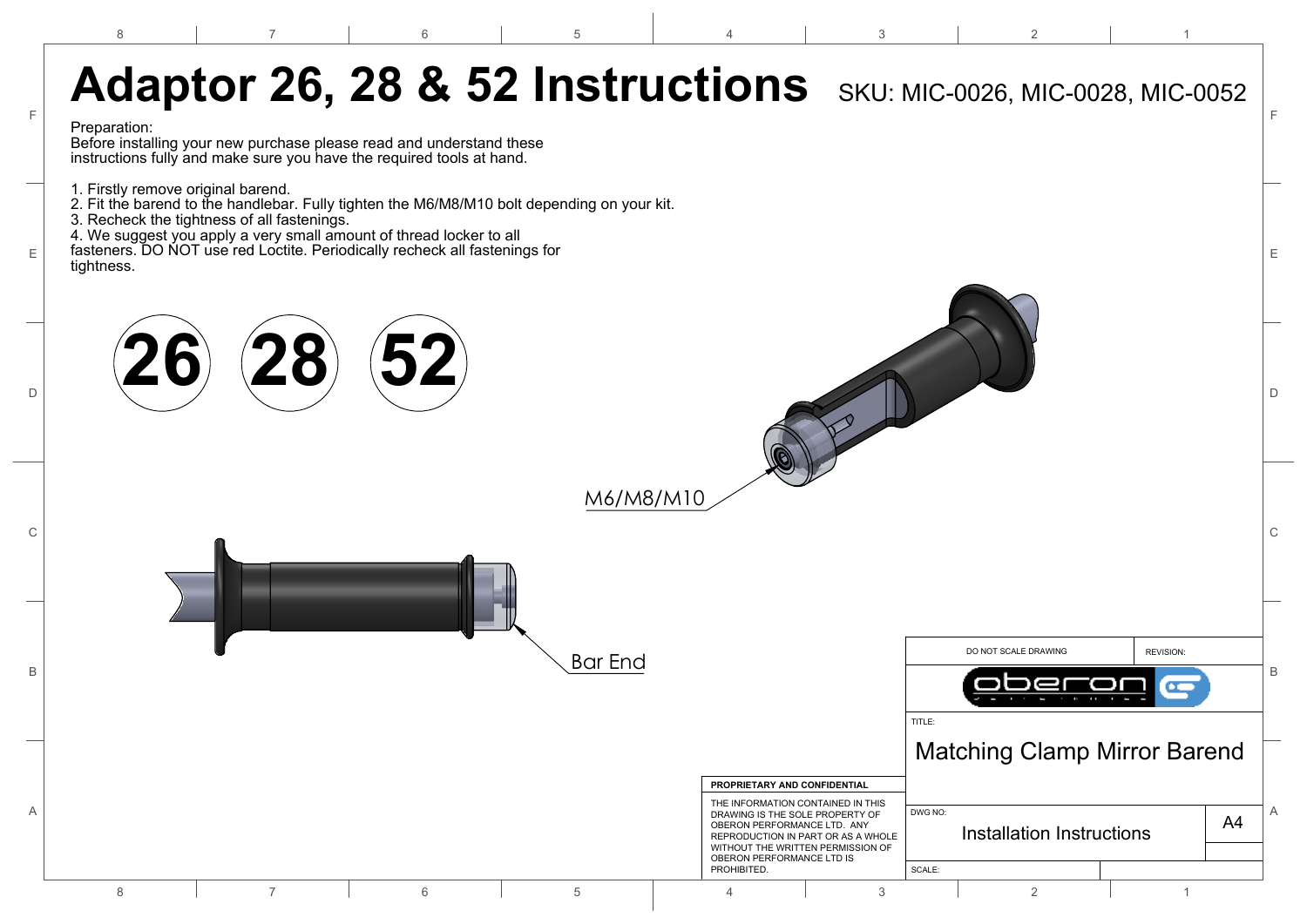# Adaptor 26, 28 & 52 Instructions

SKU: MIC-0026, MIC-0028, MIC-0052

Preparation:
Before installing your new purchase please read and understand these instructions fully and make sure you have the required tools at hand.

1. Firstly remove original barend.
2. Fit the barend to the handlebar. Fully tighten the M6/M8/M10 bolt depending on your kit.
3. Recheck the tightness of all fastenings.
4. We suggest you apply a very small amount of thread locker to all fasteners. DO NOT use red Loctite. Periodically recheck all fastenings for tightness.

26 28 52

M6/M8/M10

Bar End

DO NOT SCALE DRAWING

REVISION:

oberon

TITLE: Matching Clamp Mirror Barend

PROPRIETARY AND CONFIDENTIAL

THE INFORMATION CONTAINED IN THIS DRAWING IS THE SOLE PROPERTY OF OBERON PERFORMANCE LTD. ANY REPRODUCTION IN PART OR AS A WHOLE WITHOUT THE WRITTEN PERMISSION OF OBERON PERFORMANCE LTD IS PROHIBITED.

DWG NO: Installation Instructions

A4

SCALE: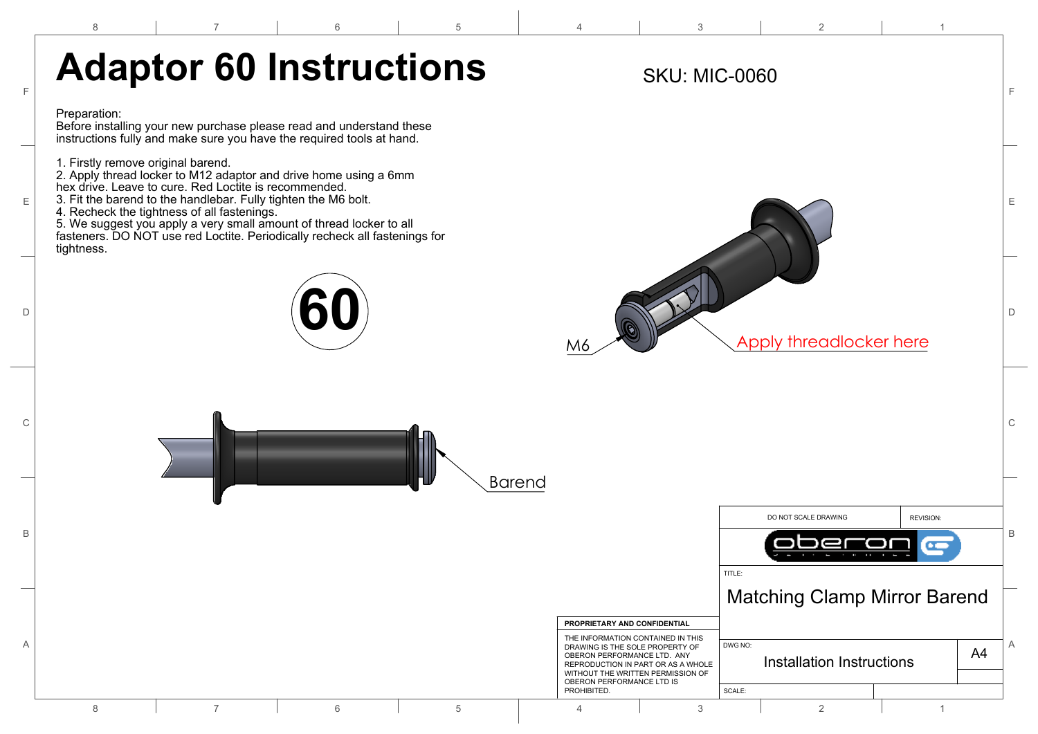# Adaptor 60 Instructions

SKU: MIC-0060

Preparation:
Before installing your new purchase please read and understand these instructions fully and make sure you have the required tools at hand.

1. Firstly remove original barend.
2. Apply thread locker to M12 adaptor and drive home using a 6mm hex drive. Leave to cure. Red Loctite is recommended.
3. Fit the barend to the handlebar. Fully tighten the M6 bolt.
4. Recheck the tightness of all fastenings.
5. We suggest you apply a very small amount of thread locker to all fasteners. DO NOT use red Loctite. Periodically recheck all fastenings for tightness.

60

M6

Apply threadlocker here

Barend

| DO NOT SCALE DRAWING | REVISION: |
| --- | --- |
| oberon | |
| TITLE: Matching Clamp Mirror Barend | |
| DWG NO: Installation Instructions | A4 |
| SCALE: | |

**PROPRIETARY AND CONFIDENTIAL**

THE INFORMATION CONTAINED IN THIS DRAWING IS THE SOLE PROPERTY OF OBERON PERFORMANCE LTD. ANY REPRODUCTION IN PART OR AS A WHOLE WITHOUT THE WRITTEN PERMISSION OF OBERON PERFORMANCE LTD IS PROHIBITED.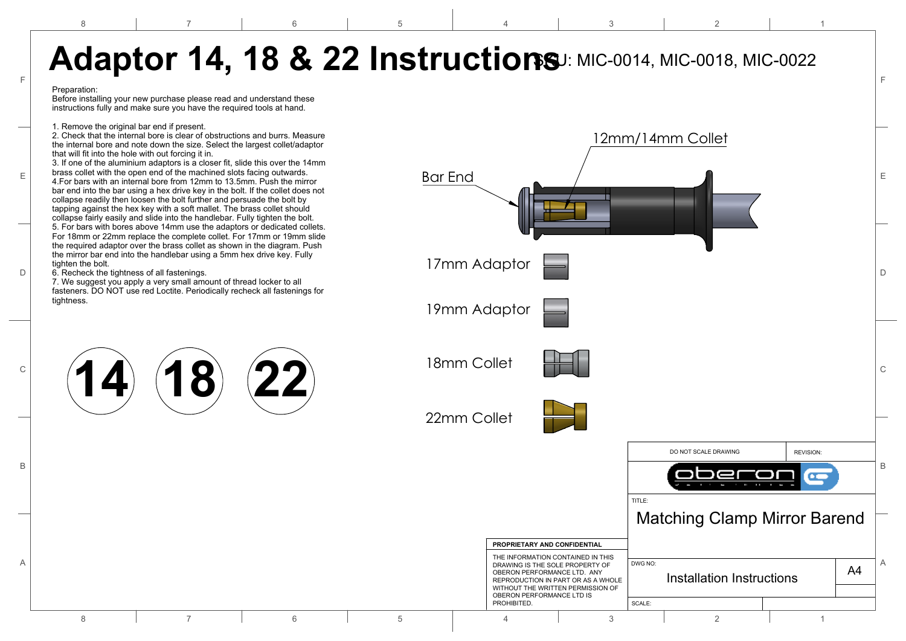# Adaptor 14, 18 & 22 Instructions

SKU: MIC-0014, MIC-0018, MIC-0022

Preparation:
Before installing your new purchase please read and understand these instructions fully and make sure you have the required tools at hand.

1. Remove the original bar end if present.
2. Check that the internal bore is clear of obstructions and burrs. Measure the internal bore and note down the size. Select the largest collet/adaptor that will fit into the hole with out forcing it in.
3. If one of the aluminium adaptors is a closer fit, slide this over the 14mm brass collet with the open end of the machined slots facing outwards.
4.For bars with an internal bore from 12mm to 13.5mm. Push the mirror bar end into the bar using a hex drive key in the bolt. If the collet does not collapse readily then loosen the bolt further and persuade the bolt by tapping against the hex key with a soft mallet. The brass collet should collapse fairly easily and slide into the handlebar. Fully tighten the bolt.
5. For bars with bores above 14mm use the adaptors or dedicated collets. For 18mm or 22mm replace the complete collet. For 17mm or 19mm slide the required adaptor over the brass collet as shown in the diagram. Push the mirror bar end into the handlebar using a 5mm hex drive key. Fully tighten the bolt.
6. Recheck the tightness of all fastenings.
7. We suggest you apply a very small amount of thread locker to all fasteners. DO NOT use red Loctite. Periodically recheck all fastenings for tightness.

14 18 22

Bar End

12mm/14mm Collet

17mm Adaptor

19mm Adaptor

18mm Collet

22mm Collet

| DO NOT SCALE DRAWING | REVISION: |
| --- | --- |
| oberon | |
| TITLE: Matching Clamp Mirror Barend | |
| DWG NO: Installation Instructions | A4 |
| SCALE: | |

**PROPRIETARY AND CONFIDENTIAL**

THE INFORMATION CONTAINED IN THIS DRAWING IS THE SOLE PROPERTY OF OBERON PERFORMANCE LTD. ANY REPRODUCTION IN PART OR AS A WHOLE WITHOUT THE WRITTEN PERMISSION OF OBERON PERFORMANCE LTD IS PROHIBITED.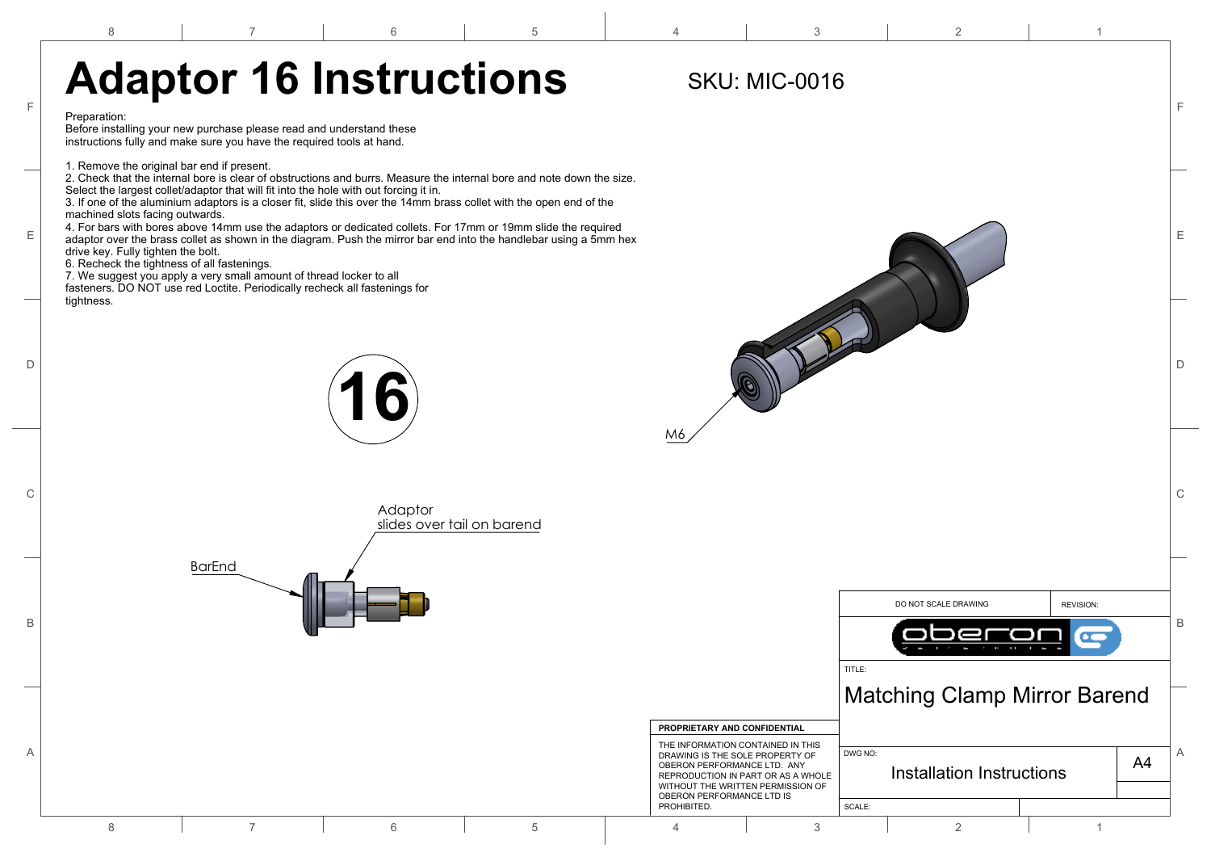# Adaptor 16 Instructions

SKU: MIC-0016

Preparation:
Before installing your new purchase please read and understand these instructions fully and make sure you have the required tools at hand.

1. Remove the original bar end if present.
2. Check that the internal bore is clear of obstructions and burrs. Measure the internal bore and note down the size. Select the largest collet/adaptor that will fit into the hole with out forcing it in.
3. If one of the aluminium adaptors is a closer fit, slide this over the 14mm brass collet with the open end of the machined slots facing outwards.
4. For bars with bores above 14mm use the adaptors or dedicated collets. For 17mm or 19mm slide the required adaptor over the brass collet as shown in the diagram. Push the mirror bar end into the handlebar using a 5mm hex drive key. Fully tighten the bolt.
6. Recheck the tightness of all fastenings.
7. We suggest you apply a very small amount of thread locker to all fasteners. DO NOT use red Loctite. Periodically recheck all fastenings for tightness.

16

M6

Adaptor
slides over tail on barend

BarEnd

DO NOT SCALE DRAWING

REVISION:

oberon

TITLE:

Matching Clamp Mirror Barend

PROPRIETARY AND CONFIDENTIAL

THE INFORMATION CONTAINED IN THIS DRAWING IS THE SOLE PROPERTY OF OBERON PERFORMANCE LTD. ANY REPRODUCTION IN PART OR AS A WHOLE WITHOUT THE WRITTEN PERMISSION OF OBERON PERFORMANCE LTD IS PROHIBITED.

DWG NO:

Installation Instructions

A4

SCALE: